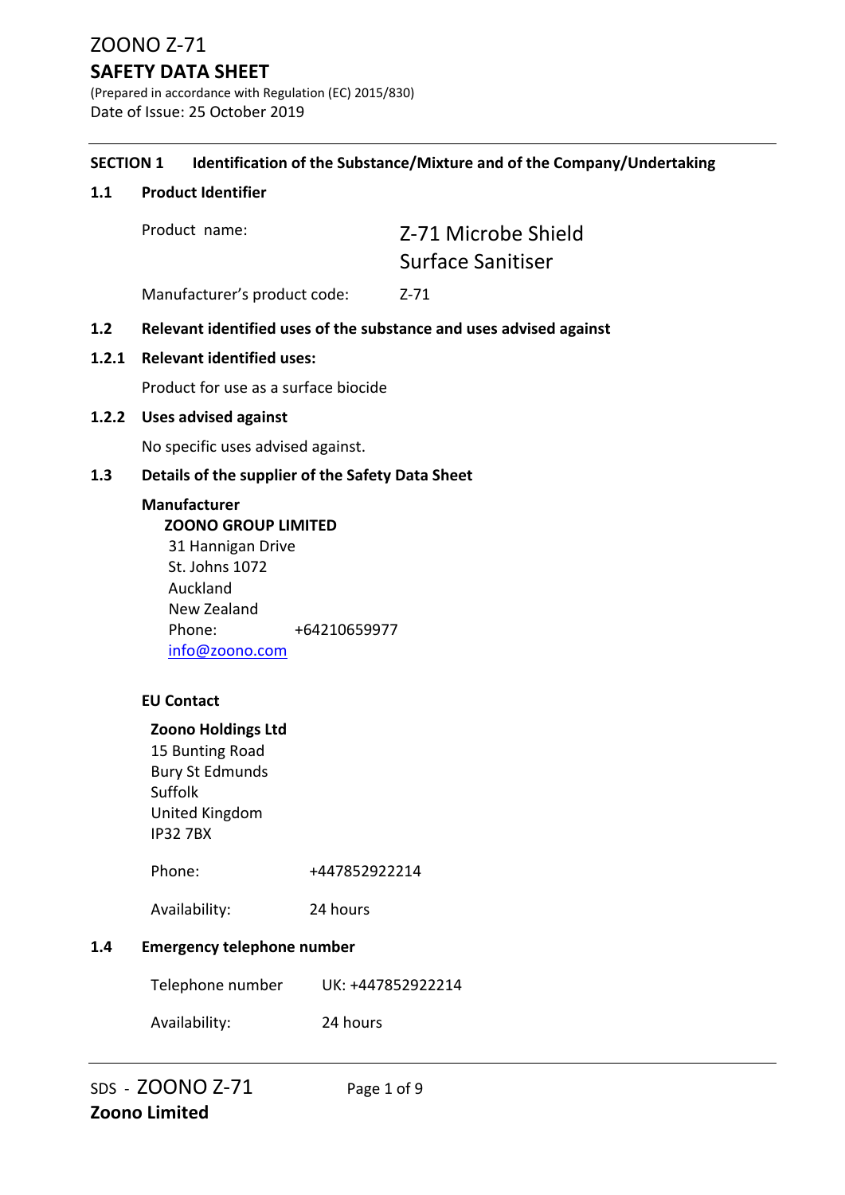# ZOONO Z-71

## SAFETY DATA SHEET

(Prepared in accordance with Regulation (EC) 2015/830)

Date of Issue: 25 October 2019

---

### SECTION 1 Identification of the Substance/Mixture and of the Company/Undertaking

#### 1.1 Product Identifier

| | |
|---|---|
| Product name: | Z-71 Microbe Shield Surface Sanitiser |
| Manufacturer's product code: | Z-71 |

#### 1.2 Relevant identified uses of the substance and uses advised against

#### 1.2.1 Relevant identified uses:

Product for use as a surface biocide

#### 1.2.2 Uses advised against

No specific uses advised against.

#### 1.3 Details of the supplier of the Safety Data Sheet

**Manufacturer**

**ZOONO GROUP LIMITED**
31 Hannigan Drive
St. Johns 1072
Auckland
New Zealand
Phone: +64210659977
info@zoono.com

**EU Contact**

**Zoono Holdings Ltd**
15 Bunting Road
Bury St Edmunds
Suffolk
United Kingdom
IP32 7BX

| | |
|---|---|
| Phone: | +447852922214 |
| Availability: | 24 hours |

#### 1.4 Emergency telephone number

| | |
|---|---|
| Telephone number | UK: +447852922214 |
| Availability: | 24 hours |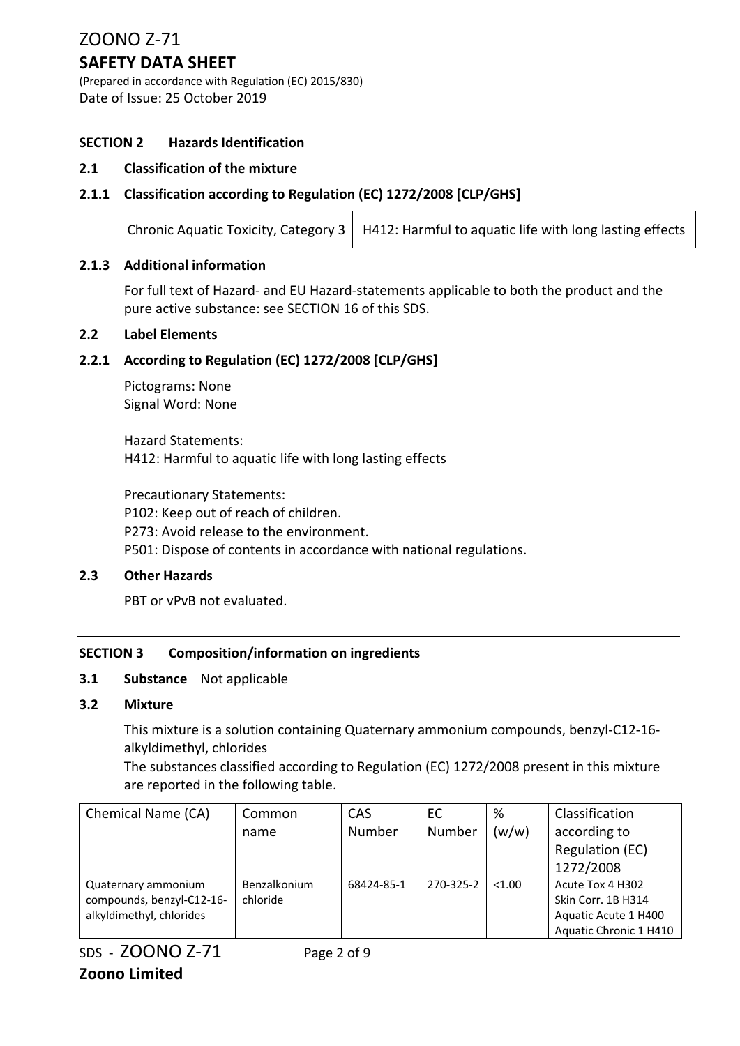## SECTION 2 Hazards Identification

### 2.1 Classification of the mixture

### 2.1.1 Classification according to Regulation (EC) 1272/2008 [CLP/GHS]

| Chronic Aquatic Toxicity, Category 3 | H412: Harmful to aquatic life with long lasting effects |
|---|---|

### 2.1.3 Additional information

For full text of Hazard- and EU Hazard-statements applicable to both the product and the pure active substance: see SECTION 16 of this SDS.

### 2.2 Label Elements

### 2.2.1 According to Regulation (EC) 1272/2008 [CLP/GHS]

Pictograms: None
Signal Word: None

Hazard Statements:
H412: Harmful to aquatic life with long lasting effects

Precautionary Statements:
P102: Keep out of reach of children.
P273: Avoid release to the environment.
P501: Dispose of contents in accordance with national regulations.

### 2.3 Other Hazards

PBT or vPvB not evaluated.

## SECTION 3 Composition/information on ingredients

### 3.1 Substance Not applicable

### 3.2 Mixture

This mixture is a solution containing Quaternary ammonium compounds, benzyl-C12-16-alkyldimethyl, chlorides
The substances classified according to Regulation (EC) 1272/2008 present in this mixture are reported in the following table.

| Chemical Name (CA) | Common name | CAS Number | EC Number | % (w/w) | Classification according to Regulation (EC) 1272/2008 |
|---|---|---|---|---|---|
| Quaternary ammonium compounds, benzyl-C12-16-alkyldimethyl, chlorides | Benzalkonium chloride | 68424-85-1 | 270-325-2 | <1.00 | Acute Tox 4 H302<br>Skin Corr. 1B H314<br>Aquatic Acute 1 H400<br>Aquatic Chronic 1 H410 |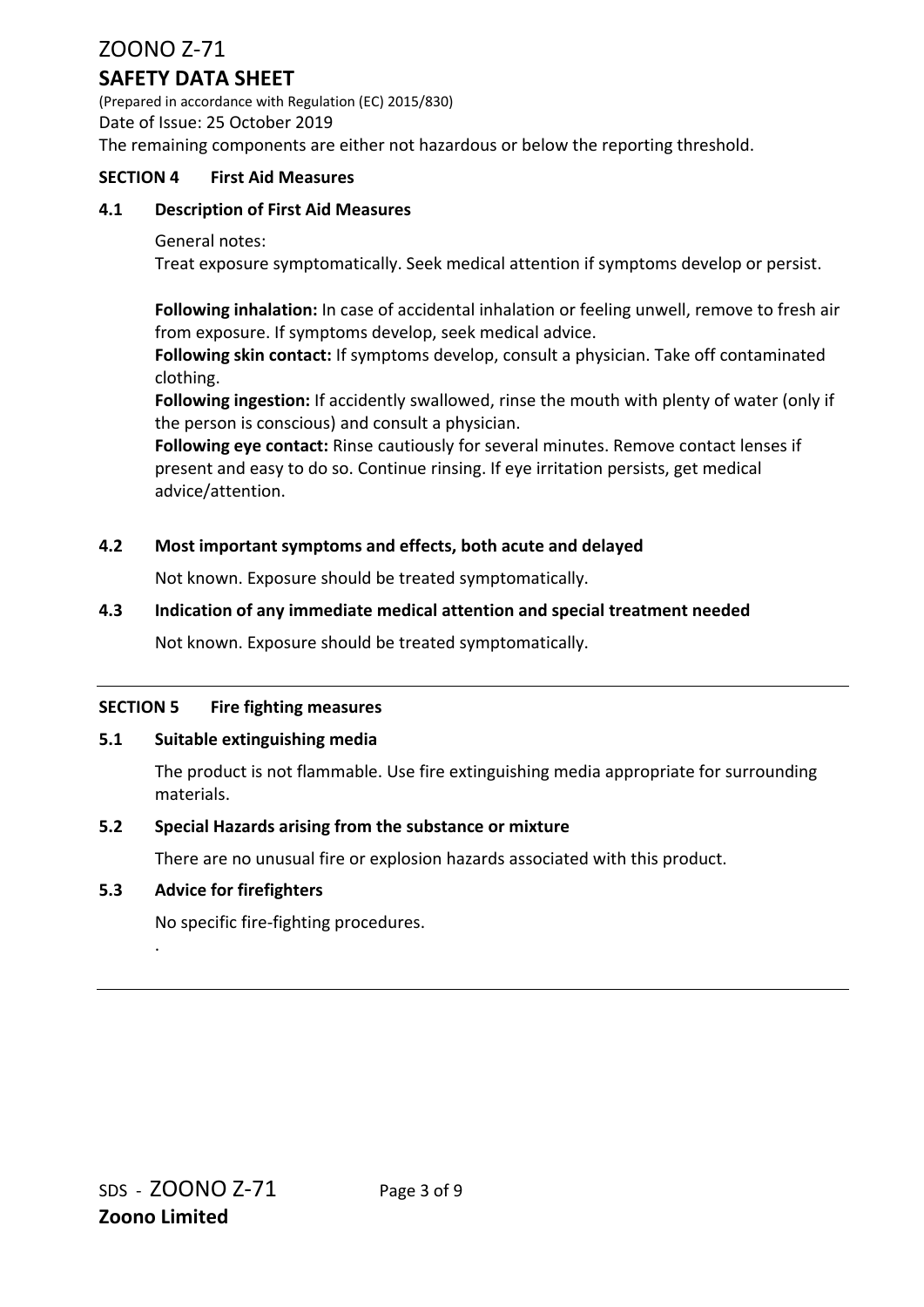The remaining components are either not hazardous or below the reporting threshold.

## SECTION 4 First Aid Measures

### 4.1 Description of First Aid Measures

General notes:
Treat exposure symptomatically. Seek medical attention if symptoms develop or persist.

**Following inhalation:** In case of accidental inhalation or feeling unwell, remove to fresh air from exposure. If symptoms develop, seek medical advice.
**Following skin contact:** If symptoms develop, consult a physician. Take off contaminated clothing.
**Following ingestion:** If accidently swallowed, rinse the mouth with plenty of water (only if the person is conscious) and consult a physician.
**Following eye contact:** Rinse cautiously for several minutes. Remove contact lenses if present and easy to do so. Continue rinsing. If eye irritation persists, get medical advice/attention.

### 4.2 Most important symptoms and effects, both acute and delayed

Not known. Exposure should be treated symptomatically.

### 4.3 Indication of any immediate medical attention and special treatment needed

Not known. Exposure should be treated symptomatically.

## SECTION 5 Fire fighting measures

### 5.1 Suitable extinguishing media

The product is not flammable. Use fire extinguishing media appropriate for surrounding materials.

### 5.2 Special Hazards arising from the substance or mixture

There are no unusual fire or explosion hazards associated with this product.

### 5.3 Advice for firefighters

No specific fire-fighting procedures.

.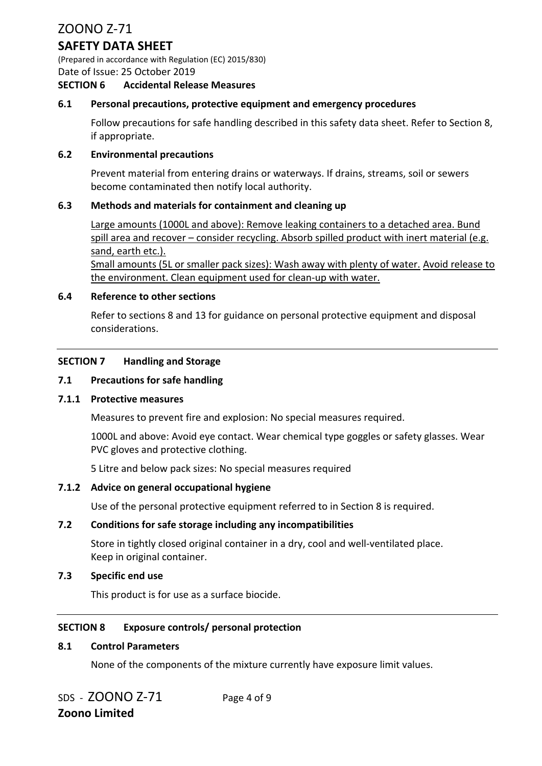## SECTION 6 Accidental Release Measures

### 6.1 Personal precautions, protective equipment and emergency procedures

Follow precautions for safe handling described in this safety data sheet. Refer to Section 8, if appropriate.

### 6.2 Environmental precautions

Prevent material from entering drains or waterways. If drains, streams, soil or sewers become contaminated then notify local authority.

### 6.3 Methods and materials for containment and cleaning up

Large amounts (1000L and above): Remove leaking containers to a detached area. Bund spill area and recover – consider recycling. Absorb spilled product with inert material (e.g. sand, earth etc.).
Small amounts (5L or smaller pack sizes): Wash away with plenty of water. Avoid release to the environment. Clean equipment used for clean-up with water.

### 6.4 Reference to other sections

Refer to sections 8 and 13 for guidance on personal protective equipment and disposal considerations.

---

## SECTION 7 Handling and Storage

### 7.1 Precautions for safe handling

#### 7.1.1 Protective measures

Measures to prevent fire and explosion: No special measures required.

1000L and above: Avoid eye contact. Wear chemical type goggles or safety glasses. Wear PVC gloves and protective clothing.

5 Litre and below pack sizes: No special measures required

#### 7.1.2 Advice on general occupational hygiene

Use of the personal protective equipment referred to in Section 8 is required.

### 7.2 Conditions for safe storage including any incompatibilities

Store in tightly closed original container in a dry, cool and well-ventilated place.
Keep in original container.

### 7.3 Specific end use

This product is for use as a surface biocide.

---

## SECTION 8 Exposure controls/ personal protection

### 8.1 Control Parameters

None of the components of the mixture currently have exposure limit values.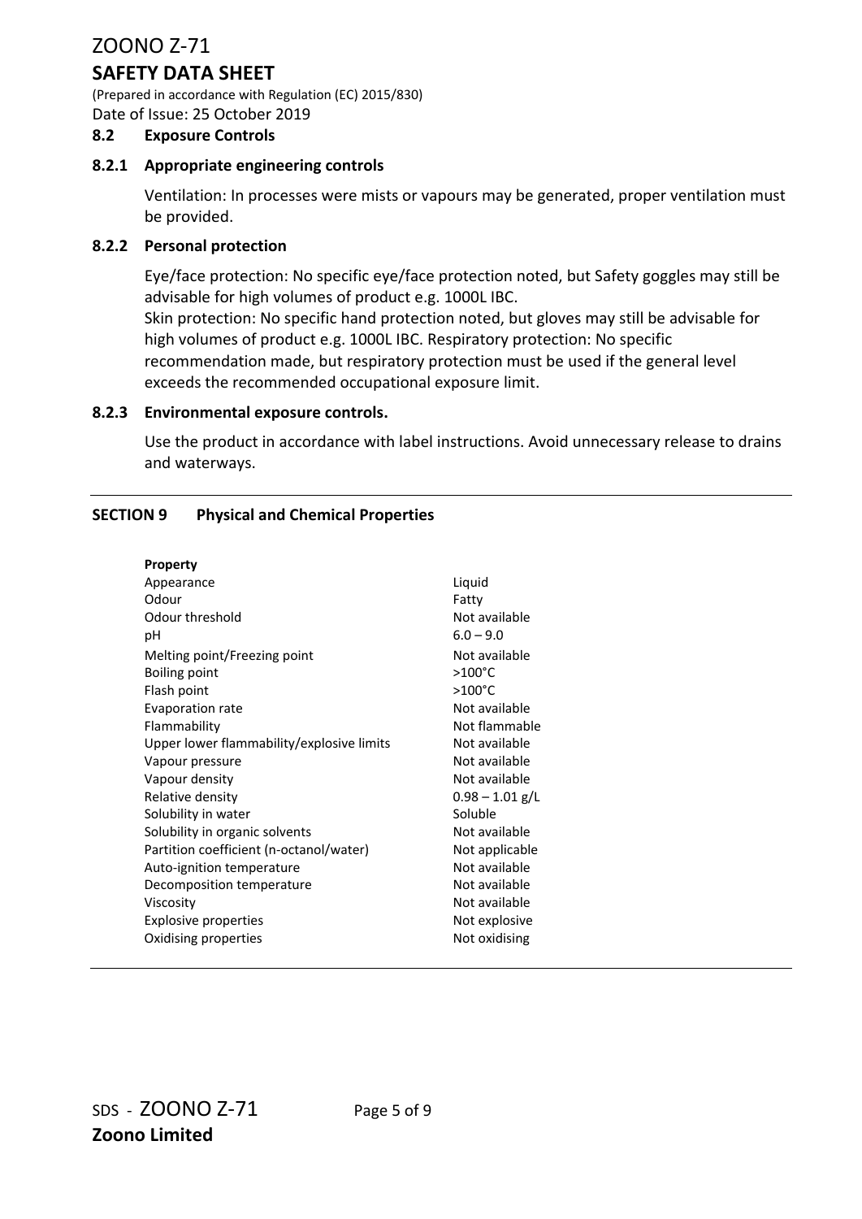### 8.2 Exposure Controls

#### 8.2.1 Appropriate engineering controls

Ventilation: In processes were mists or vapours may be generated, proper ventilation must be provided.

#### 8.2.2 Personal protection

Eye/face protection: No specific eye/face protection noted, but Safety goggles may still be advisable for high volumes of product e.g. 1000L IBC.
Skin protection: No specific hand protection noted, but gloves may still be advisable for high volumes of product e.g. 1000L IBC. Respiratory protection: No specific recommendation made, but respiratory protection must be used if the general level exceeds the recommended occupational exposure limit.

#### 8.2.3 Environmental exposure controls.

Use the product in accordance with label instructions. Avoid unnecessary release to drains and waterways.

## SECTION 9 Physical and Chemical Properties

| Property | |
|---|---|
| Appearance | Liquid |
| Odour | Fatty |
| Odour threshold | Not available |
| pH | 6.0 – 9.0 |
| Melting point/Freezing point | Not available |
| Boiling point | >100°C |
| Flash point | >100°C |
| Evaporation rate | Not available |
| Flammability | Not flammable |
| Upper lower flammability/explosive limits | Not available |
| Vapour pressure | Not available |
| Vapour density | Not available |
| Relative density | 0.98 – 1.01 g/L |
| Solubility in water | Soluble |
| Solubility in organic solvents | Not available |
| Partition coefficient (n-octanol/water) | Not applicable |
| Auto-ignition temperature | Not available |
| Decomposition temperature | Not available |
| Viscosity | Not available |
| Explosive properties | Not explosive |
| Oxidising properties | Not oxidising |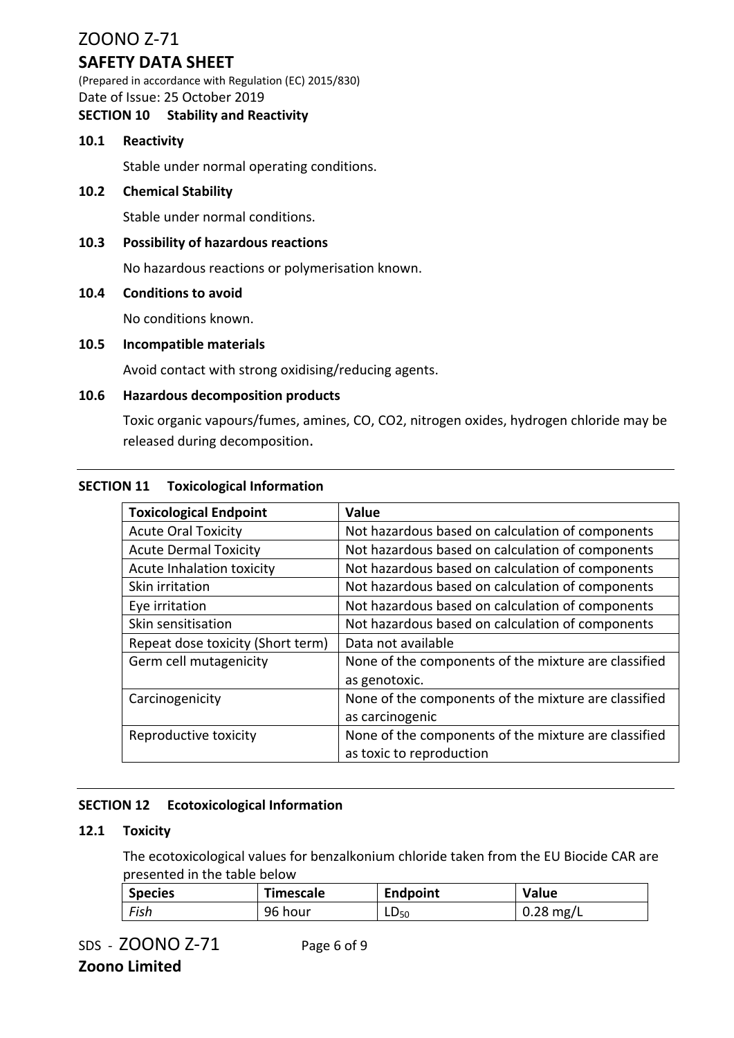## SECTION 10 Stability and Reactivity

### 10.1 Reactivity

Stable under normal operating conditions.

### 10.2 Chemical Stability

Stable under normal conditions.

### 10.3 Possibility of hazardous reactions

No hazardous reactions or polymerisation known.

### 10.4 Conditions to avoid

No conditions known.

### 10.5 Incompatible materials

Avoid contact with strong oxidising/reducing agents.

### 10.6 Hazardous decomposition products

Toxic organic vapours/fumes, amines, CO, CO2, nitrogen oxides, hydrogen chloride may be released during decomposition.

## SECTION 11 Toxicological Information

| Toxicological Endpoint | Value |
|---|---|
| Acute Oral Toxicity | Not hazardous based on calculation of components |
| Acute Dermal Toxicity | Not hazardous based on calculation of components |
| Acute Inhalation toxicity | Not hazardous based on calculation of components |
| Skin irritation | Not hazardous based on calculation of components |
| Eye irritation | Not hazardous based on calculation of components |
| Skin sensitisation | Not hazardous based on calculation of components |
| Repeat dose toxicity (Short term) | Data not available |
| Germ cell mutagenicity | None of the components of the mixture are classified as genotoxic. |
| Carcinogenicity | None of the components of the mixture are classified as carcinogenic |
| Reproductive toxicity | None of the components of the mixture are classified as toxic to reproduction |

## SECTION 12 Ecotoxicological Information

### 12.1 Toxicity

The ecotoxicological values for benzalkonium chloride taken from the EU Biocide CAR are presented in the table below

| Species | Timescale | Endpoint | Value |
|---|---|---|---|
| *Fish* | 96 hour | $LD_{50}$ | 0.28 mg/L |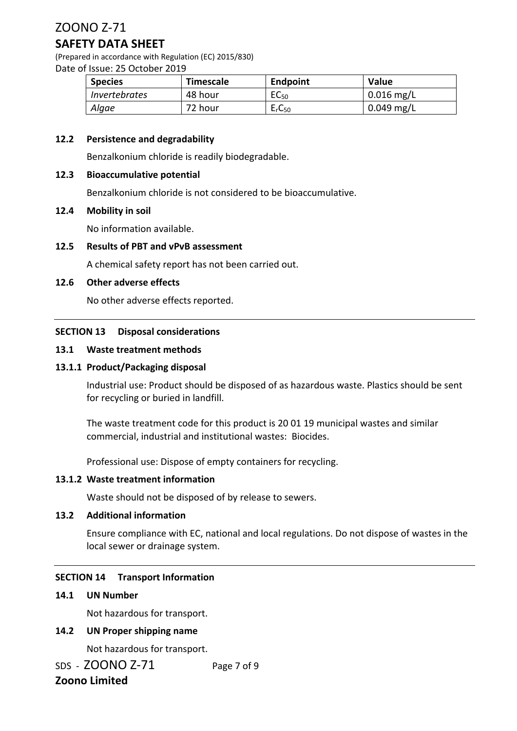| Species | Timescale | Endpoint | Value |
|---|---|---|---|
| *Invertebrates* | 48 hour | $EC_{50}$ | 0.016 mg/L |
| *Algae* | 72 hour | $E_rC_{50}$ | 0.049 mg/L |

**12.2 Persistence and degradability**

Benzalkonium chloride is readily biodegradable.

**12.3 Bioaccumulative potential**

Benzalkonium chloride is not considered to be bioaccumulative.

**12.4 Mobility in soil**

No information available.

**12.5 Results of PBT and vPvB assessment**

A chemical safety report has not been carried out.

**12.6 Other adverse effects**

No other adverse effects reported.

## SECTION 13 Disposal considerations

**13.1 Waste treatment methods**

**13.1.1 Product/Packaging disposal**

Industrial use: Product should be disposed of as hazardous waste. Plastics should be sent for recycling or buried in landfill.

The waste treatment code for this product is 20 01 19 municipal wastes and similar commercial, industrial and institutional wastes: Biocides.

Professional use: Dispose of empty containers for recycling.

**13.1.2 Waste treatment information**

Waste should not be disposed of by release to sewers.

**13.2 Additional information**

Ensure compliance with EC, national and local regulations. Do not dispose of wastes in the local sewer or drainage system.

## SECTION 14 Transport Information

**14.1 UN Number**

Not hazardous for transport.

**14.2 UN Proper shipping name**

Not hazardous for transport.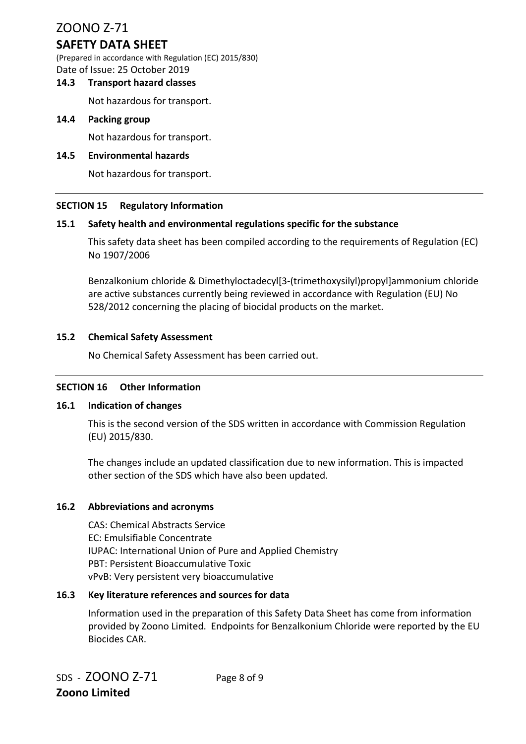### 14.3 Transport hazard classes

Not hazardous for transport.

### 14.4 Packing group

Not hazardous for transport.

### 14.5 Environmental hazards

Not hazardous for transport.

---

## SECTION 15 Regulatory Information

### 15.1 Safety health and environmental regulations specific for the substance

This safety data sheet has been compiled according to the requirements of Regulation (EC) No 1907/2006

Benzalkonium chloride & Dimethyloctadecyl[3-(trimethoxysilyl)propyl]ammonium chloride are active substances currently being reviewed in accordance with Regulation (EU) No 528/2012 concerning the placing of biocidal products on the market.

### 15.2 Chemical Safety Assessment

No Chemical Safety Assessment has been carried out.

---

## SECTION 16 Other Information

### 16.1 Indication of changes

This is the second version of the SDS written in accordance with Commission Regulation (EU) 2015/830.

The changes include an updated classification due to new information. This is impacted other section of the SDS which have also been updated.

### 16.2 Abbreviations and acronyms

CAS: Chemical Abstracts Service
EC: Emulsifiable Concentrate
IUPAC: International Union of Pure and Applied Chemistry
PBT: Persistent Bioaccumulative Toxic
vPvB: Very persistent very bioaccumulative

### 16.3 Key literature references and sources for data

Information used in the preparation of this Safety Data Sheet has come from information provided by Zoono Limited. Endpoints for Benzalkonium Chloride were reported by the EU Biocides CAR.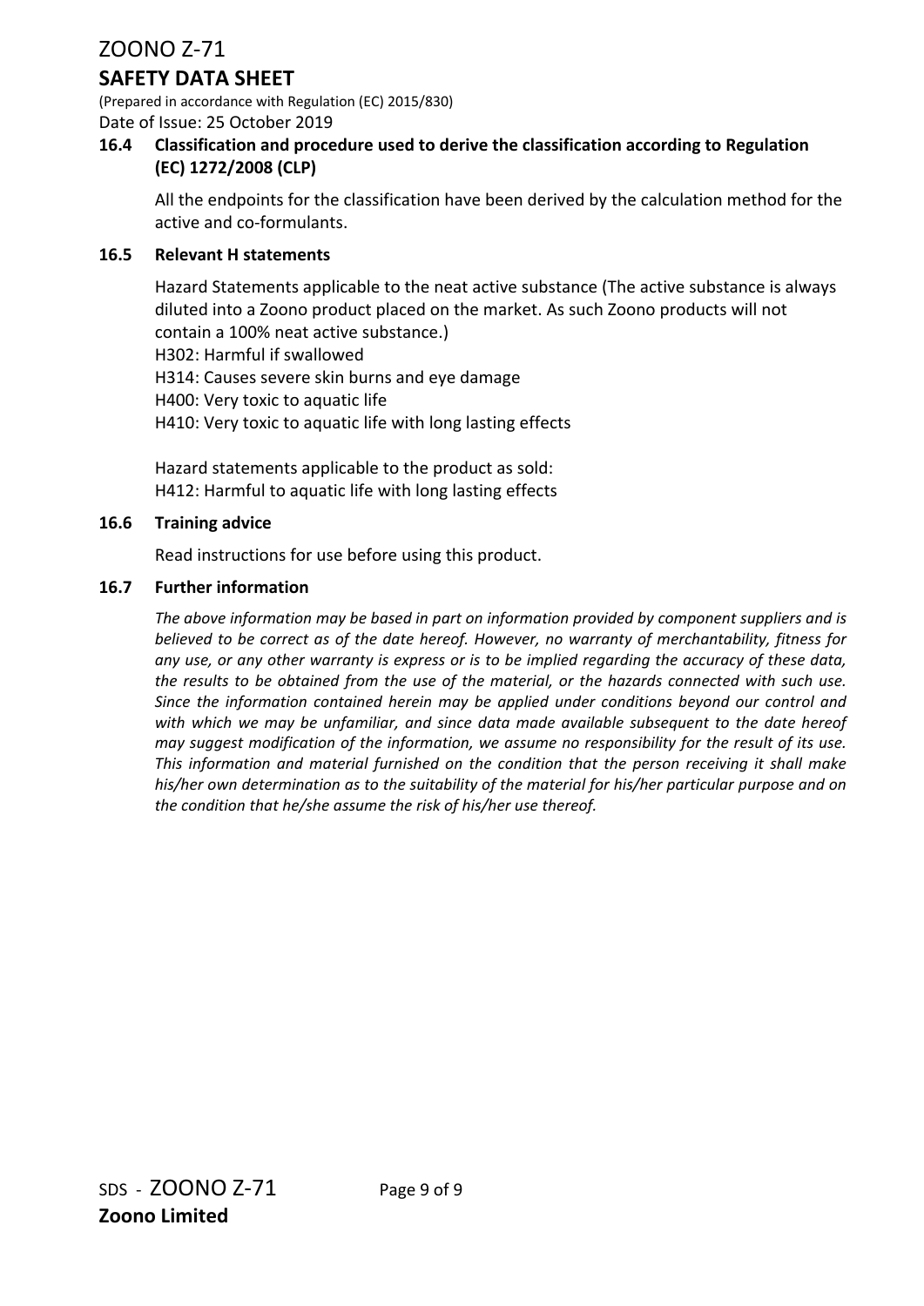### 16.4 Classification and procedure used to derive the classification according to Regulation (EC) 1272/2008 (CLP)

All the endpoints for the classification have been derived by the calculation method for the active and co-formulants.

### 16.5 Relevant H statements

Hazard Statements applicable to the neat active substance (The active substance is always diluted into a Zoono product placed on the market. As such Zoono products will not contain a 100% neat active substance.)
H302: Harmful if swallowed
H314: Causes severe skin burns and eye damage
H400: Very toxic to aquatic life
H410: Very toxic to aquatic life with long lasting effects

Hazard statements applicable to the product as sold:
H412: Harmful to aquatic life with long lasting effects

### 16.6 Training advice

Read instructions for use before using this product.

### 16.7 Further information

*The above information may be based in part on information provided by component suppliers and is believed to be correct as of the date hereof. However, no warranty of merchantability, fitness for any use, or any other warranty is express or is to be implied regarding the accuracy of these data, the results to be obtained from the use of the material, or the hazards connected with such use. Since the information contained herein may be applied under conditions beyond our control and with which we may be unfamiliar, and since data made available subsequent to the date hereof may suggest modification of the information, we assume no responsibility for the result of its use. This information and material furnished on the condition that the person receiving it shall make his/her own determination as to the suitability of the material for his/her particular purpose and on the condition that he/she assume the risk of his/her use thereof.*